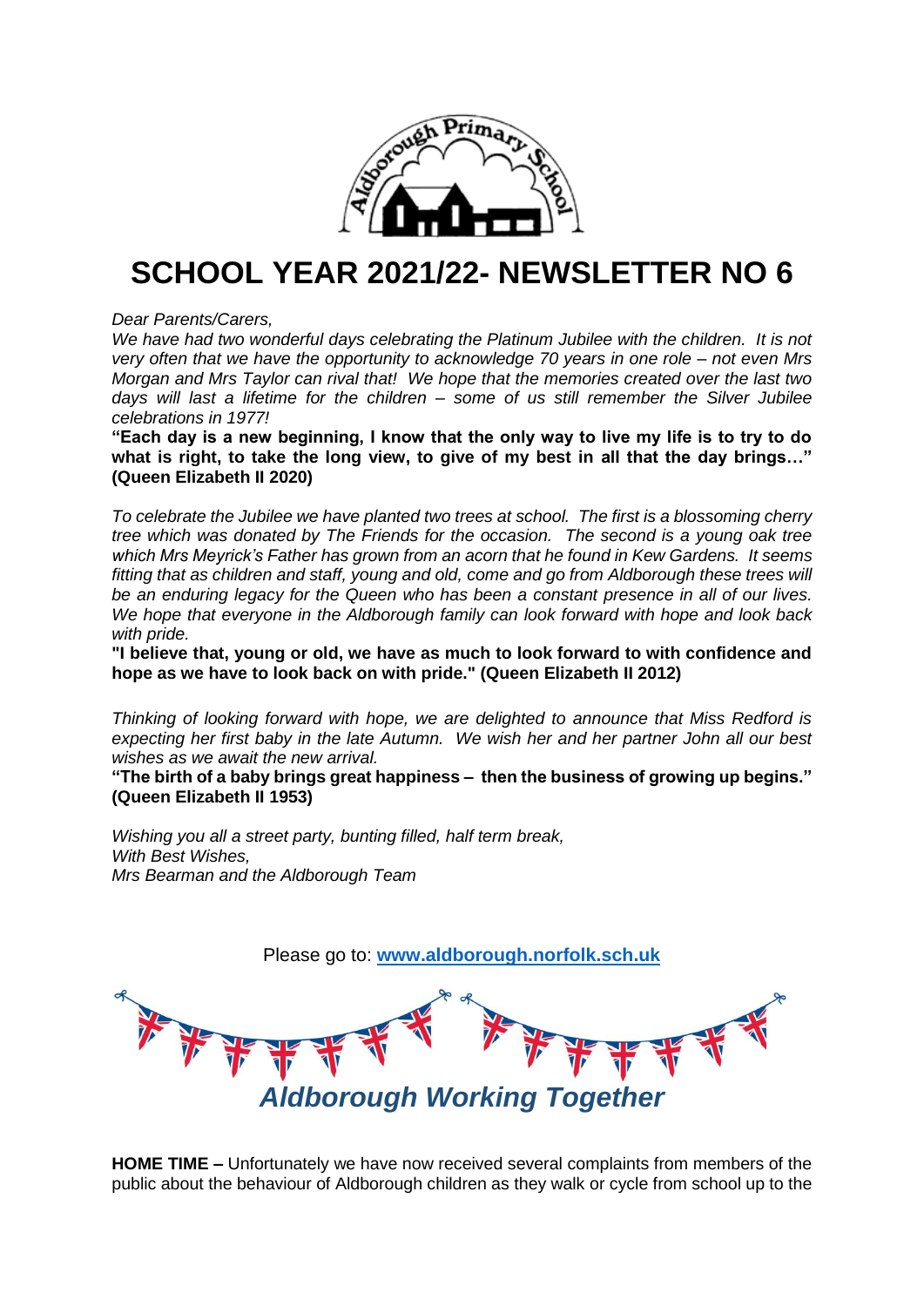# SCHOOL YEAR 2021/22- NEWSLETTER NO 6

*Dear Parents/Carers,*
*We have had two wonderful days celebrating the Platinum Jubilee with the children. It is not very often that we have the opportunity to acknowledge 70 years in one role – not even Mrs Morgan and Mrs Taylor can rival that! We hope that the memories created over the last two days will last a lifetime for the children – some of us still remember the Silver Jubilee celebrations in 1977!*

**"Each day is a new beginning, I know that the only way to live my life is to try to do what is right, to take the long view, to give of my best in all that the day brings…" (Queen Elizabeth II 2020)**

*To celebrate the Jubilee we have planted two trees at school. The first is a blossoming cherry tree which was donated by The Friends for the occasion. The second is a young oak tree which Mrs Meyrick's Father has grown from an acorn that he found in Kew Gardens. It seems fitting that as children and staff, young and old, come and go from Aldborough these trees will be an enduring legacy for the Queen who has been a constant presence in all of our lives. We hope that everyone in the Aldborough family can look forward with hope and look back with pride.*

**"I believe that, young or old, we have as much to look forward to with confidence and hope as we have to look back on with pride." (Queen Elizabeth II 2012)**

*Thinking of looking forward with hope, we are delighted to announce that Miss Redford is expecting her first baby in the late Autumn. We wish her and her partner John all our best wishes as we await the new arrival.*

**"The birth of a baby brings great happiness – then the business of growing up begins." (Queen Elizabeth II 1953)**

*Wishing you all a street party, bunting filled, half term break,*
*With Best Wishes,*
*Mrs Bearman and the Aldborough Team*

Please go to: [www.aldborough.norfolk.sch.uk](http://www.aldborough.norfolk.sch.uk)

***Aldborough Working Together***

**HOME TIME –** Unfortunately we have now received several complaints from members of the public about the behaviour of Aldborough children as they walk or cycle from school up to the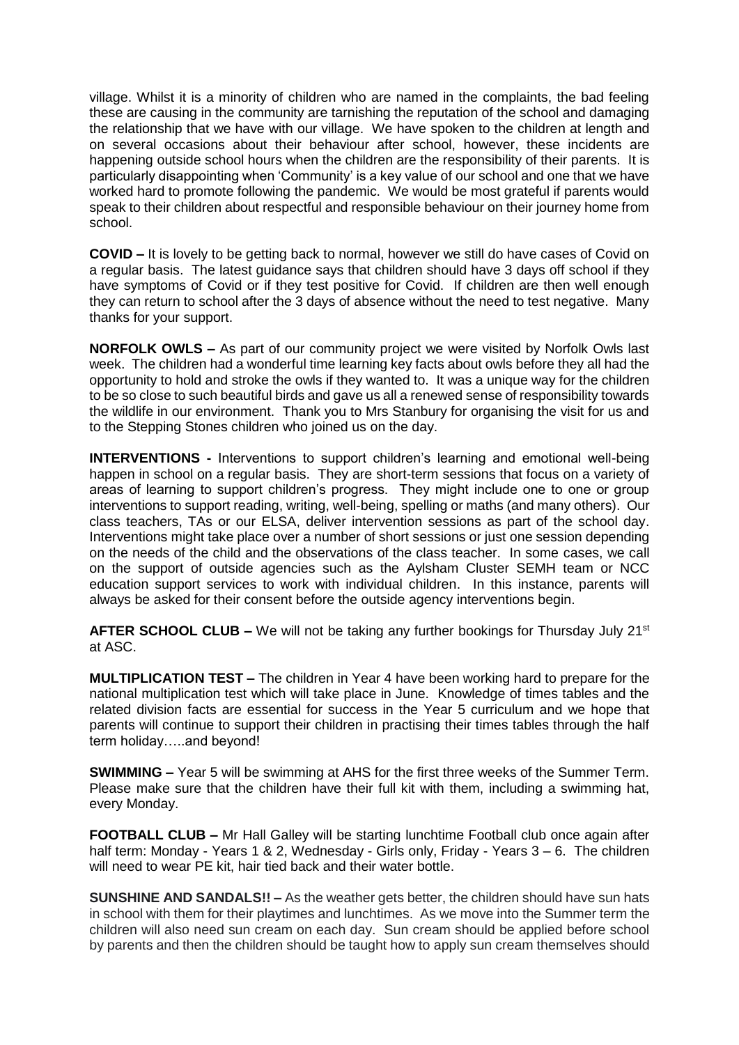village. Whilst it is a minority of children who are named in the complaints, the bad feeling these are causing in the community are tarnishing the reputation of the school and damaging the relationship that we have with our village. We have spoken to the children at length and on several occasions about their behaviour after school, however, these incidents are happening outside school hours when the children are the responsibility of their parents. It is particularly disappointing when 'Community' is a key value of our school and one that we have worked hard to promote following the pandemic. We would be most grateful if parents would speak to their children about respectful and responsible behaviour on their journey home from school.

**COVID –** It is lovely to be getting back to normal, however we still do have cases of Covid on a regular basis. The latest guidance says that children should have 3 days off school if they have symptoms of Covid or if they test positive for Covid. If children are then well enough they can return to school after the 3 days of absence without the need to test negative. Many thanks for your support.

**NORFOLK OWLS –** As part of our community project we were visited by Norfolk Owls last week. The children had a wonderful time learning key facts about owls before they all had the opportunity to hold and stroke the owls if they wanted to. It was a unique way for the children to be so close to such beautiful birds and gave us all a renewed sense of responsibility towards the wildlife in our environment. Thank you to Mrs Stanbury for organising the visit for us and to the Stepping Stones children who joined us on the day.

**INTERVENTIONS -** Interventions to support children's learning and emotional well-being happen in school on a regular basis. They are short-term sessions that focus on a variety of areas of learning to support children's progress. They might include one to one or group interventions to support reading, writing, well-being, spelling or maths (and many others). Our class teachers, TAs or our ELSA, deliver intervention sessions as part of the school day. Interventions might take place over a number of short sessions or just one session depending on the needs of the child and the observations of the class teacher. In some cases, we call on the support of outside agencies such as the Aylsham Cluster SEMH team or NCC education support services to work with individual children. In this instance, parents will always be asked for their consent before the outside agency interventions begin.

**AFTER SCHOOL CLUB –** We will not be taking any further bookings for Thursday July 21st at ASC.

**MULTIPLICATION TEST –** The children in Year 4 have been working hard to prepare for the national multiplication test which will take place in June. Knowledge of times tables and the related division facts are essential for success in the Year 5 curriculum and we hope that parents will continue to support their children in practising their times tables through the half term holiday…..and beyond!

**SWIMMING –** Year 5 will be swimming at AHS for the first three weeks of the Summer Term. Please make sure that the children have their full kit with them, including a swimming hat, every Monday.

**FOOTBALL CLUB –** Mr Hall Galley will be starting lunchtime Football club once again after half term: Monday - Years 1 & 2, Wednesday - Girls only, Friday - Years 3 – 6. The children will need to wear PE kit, hair tied back and their water bottle.

**SUNSHINE AND SANDALS!! –** As the weather gets better, the children should have sun hats in school with them for their playtimes and lunchtimes. As we move into the Summer term the children will also need sun cream on each day. Sun cream should be applied before school by parents and then the children should be taught how to apply sun cream themselves should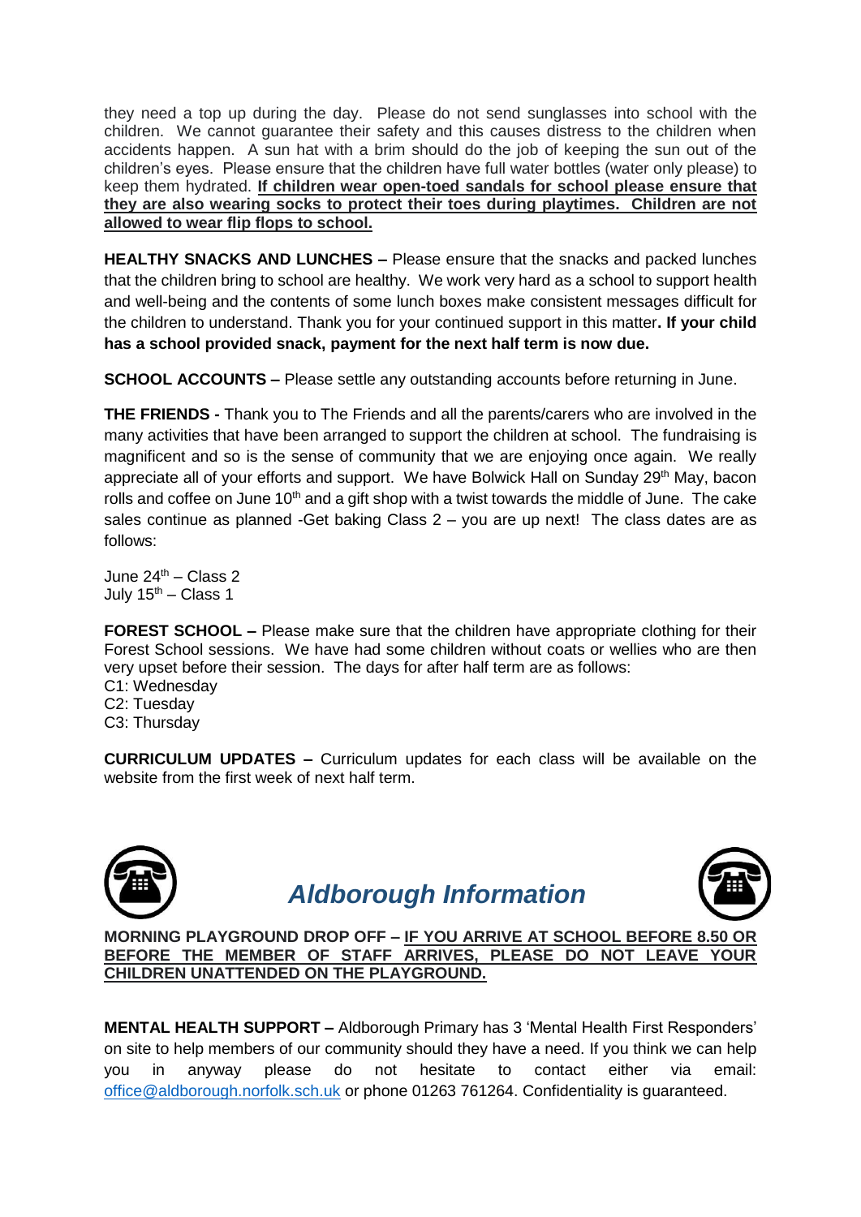they need a top up during the day. Please do not send sunglasses into school with the children. We cannot guarantee their safety and this causes distress to the children when accidents happen. A sun hat with a brim should do the job of keeping the sun out of the children's eyes. Please ensure that the children have full water bottles (water only please) to keep them hydrated. **If children wear open-toed sandals for school please ensure that they are also wearing socks to protect their toes during playtimes. Children are not allowed to wear flip flops to school.**

**HEALTHY SNACKS AND LUNCHES –** Please ensure that the snacks and packed lunches that the children bring to school are healthy. We work very hard as a school to support health and well-being and the contents of some lunch boxes make consistent messages difficult for the children to understand. Thank you for your continued support in this matter**. If your child has a school provided snack, payment for the next half term is now due.**

**SCHOOL ACCOUNTS –** Please settle any outstanding accounts before returning in June.

**THE FRIENDS -** Thank you to The Friends and all the parents/carers who are involved in the many activities that have been arranged to support the children at school. The fundraising is magnificent and so is the sense of community that we are enjoying once again. We really appreciate all of your efforts and support. We have Bolwick Hall on Sunday 29th May, bacon rolls and coffee on June 10th and a gift shop with a twist towards the middle of June. The cake sales continue as planned -Get baking Class 2 – you are up next! The class dates are as follows:

June 24th – Class 2
July 15th – Class 1

**FOREST SCHOOL –** Please make sure that the children have appropriate clothing for their Forest School sessions. We have had some children without coats or wellies who are then very upset before their session. The days for after half term are as follows:
C1: Wednesday
C2: Tuesday
C3: Thursday

**CURRICULUM UPDATES –** Curriculum updates for each class will be available on the website from the first week of next half term.

## *Aldborough Information*

**MORNING PLAYGROUND DROP OFF – IF YOU ARRIVE AT SCHOOL BEFORE 8.50 OR BEFORE THE MEMBER OF STAFF ARRIVES, PLEASE DO NOT LEAVE YOUR CHILDREN UNATTENDED ON THE PLAYGROUND.**

**MENTAL HEALTH SUPPORT –** Aldborough Primary has 3 'Mental Health First Responders' on site to help members of our community should they have a need. If you think we can help you in anyway please do not hesitate to contact either via email: office@aldborough.norfolk.sch.uk or phone 01263 761264. Confidentiality is guaranteed.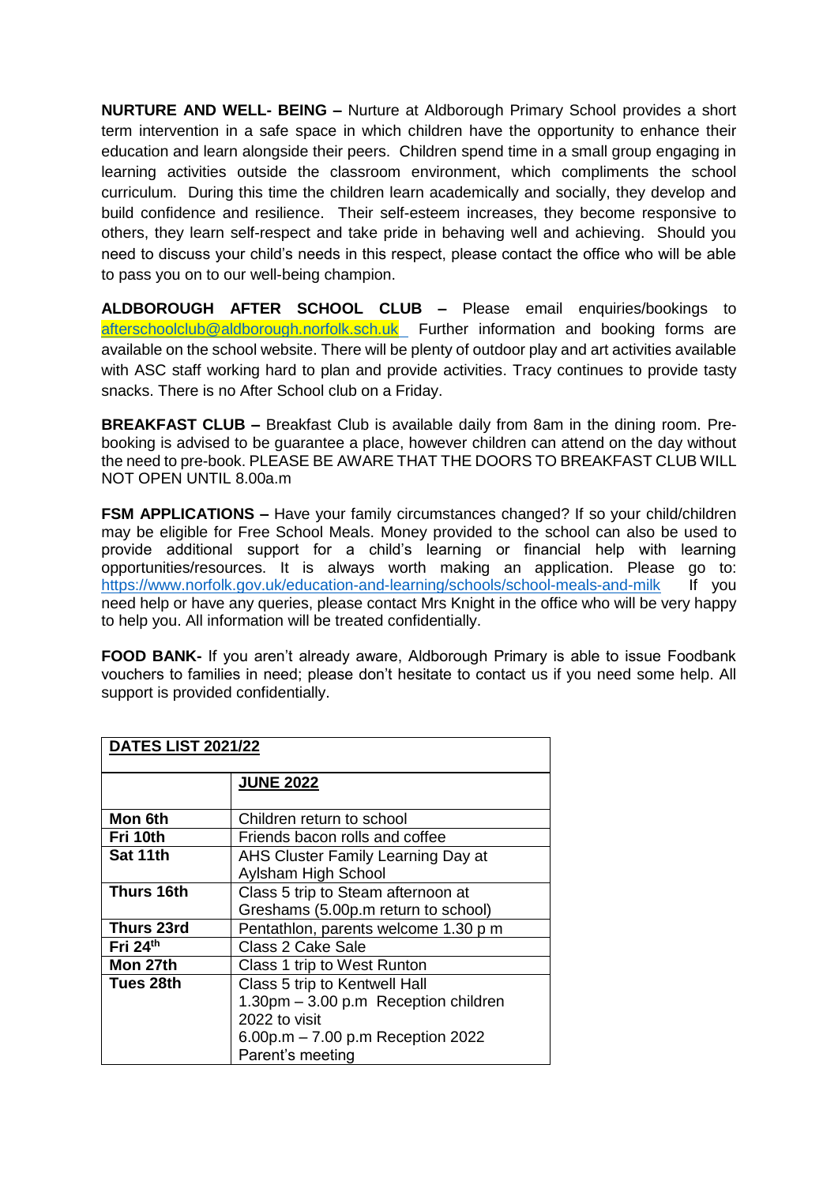**NURTURE AND WELL- BEING –** Nurture at Aldborough Primary School provides a short term intervention in a safe space in which children have the opportunity to enhance their education and learn alongside their peers. Children spend time in a small group engaging in learning activities outside the classroom environment, which compliments the school curriculum. During this time the children learn academically and socially, they develop and build confidence and resilience. Their self-esteem increases, they become responsive to others, they learn self-respect and take pride in behaving well and achieving. Should you need to discuss your child's needs in this respect, please contact the office who will be able to pass you on to our well-being champion.

**ALDBOROUGH AFTER SCHOOL CLUB –** Please email enquiries/bookings to afterschoolclub@aldborough.norfolk.sch.uk Further information and booking forms are available on the school website. There will be plenty of outdoor play and art activities available with ASC staff working hard to plan and provide activities. Tracy continues to provide tasty snacks. There is no After School club on a Friday.

**BREAKFAST CLUB –** Breakfast Club is available daily from 8am in the dining room. Pre-booking is advised to be guarantee a place, however children can attend on the day without the need to pre-book. PLEASE BE AWARE THAT THE DOORS TO BREAKFAST CLUB WILL NOT OPEN UNTIL 8.00a.m

**FSM APPLICATIONS –** Have your family circumstances changed? If so your child/children may be eligible for Free School Meals. Money provided to the school can also be used to provide additional support for a child's learning or financial help with learning opportunities/resources. It is always worth making an application. Please go to: https://www.norfolk.gov.uk/education-and-learning/schools/school-meals-and-milk If you need help or have any queries, please contact Mrs Knight in the office who will be very happy to help you. All information will be treated confidentially.

**FOOD BANK-** If you aren't already aware, Aldborough Primary is able to issue Foodbank vouchers to families in need; please don't hesitate to contact us if you need some help. All support is provided confidentially.

| **DATES LIST 2021/22** | |
|---|---|
| | **JUNE 2022** |
| **Mon 6th** | Children return to school |
| **Fri 10th** | Friends bacon rolls and coffee |
| **Sat 11th** | AHS Cluster Family Learning Day at Aylsham High School |
| **Thurs 16th** | Class 5 trip to Steam afternoon at Greshams (5.00p.m return to school) |
| **Thurs 23rd** | Pentathlon, parents welcome 1.30 p m |
| **Fri 24th** | Class 2 Cake Sale |
| **Mon 27th** | Class 1 trip to West Runton |
| **Tues 28th** | Class 5 trip to Kentwell Hall<br>1.30pm – 3.00 p.m Reception children 2022 to visit<br>6.00p.m – 7.00 p.m Reception 2022 Parent's meeting |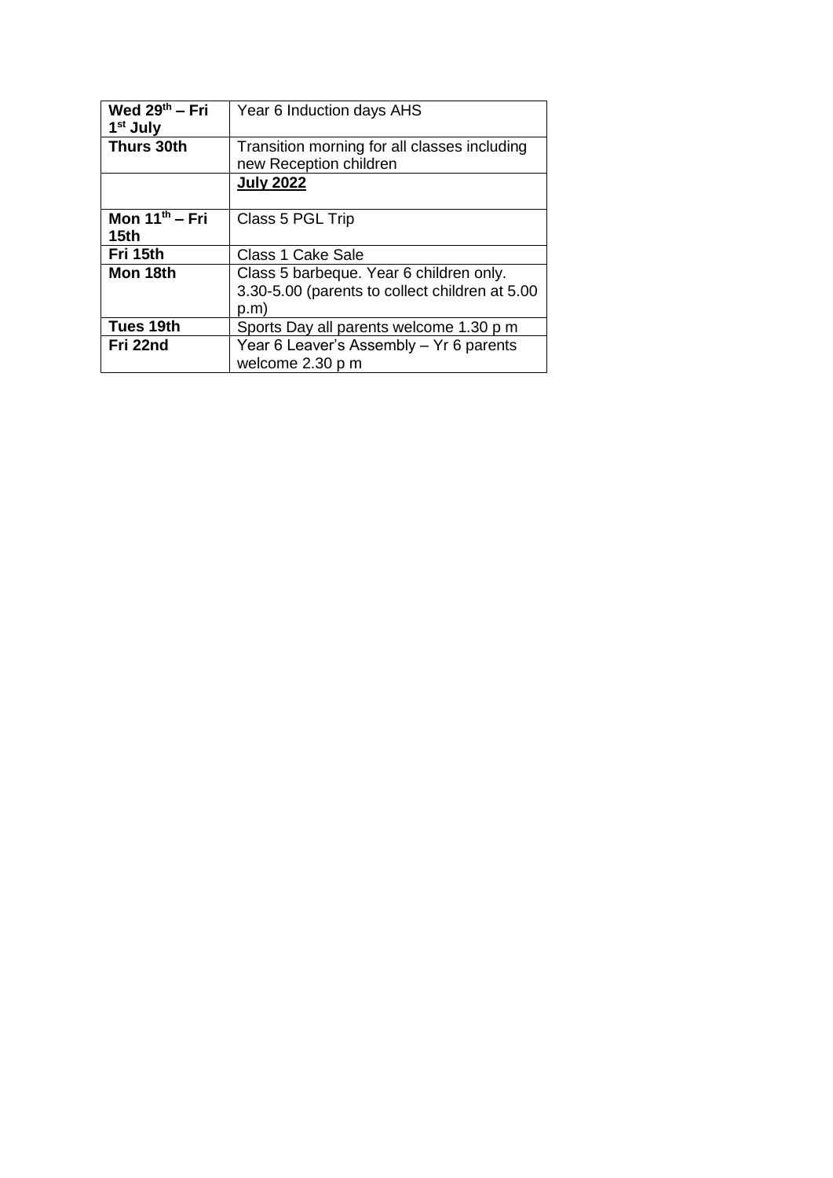| | |
|---|---|
| **Wed 29th – Fri 1st July** | Year 6 Induction days AHS |
| **Thurs 30th** | Transition morning for all classes including new Reception children |
| | **July 2022** |
| **Mon 11th – Fri 15th** | Class 5 PGL Trip |
| **Fri 15th** | Class 1 Cake Sale |
| **Mon 18th** | Class 5 barbeque. Year 6 children only. 3.30-5.00 (parents to collect children at 5.00 p.m) |
| **Tues 19th** | Sports Day all parents welcome 1.30 p m |
| **Fri 22nd** | Year 6 Leaver's Assembly – Yr 6 parents welcome 2.30 p m |